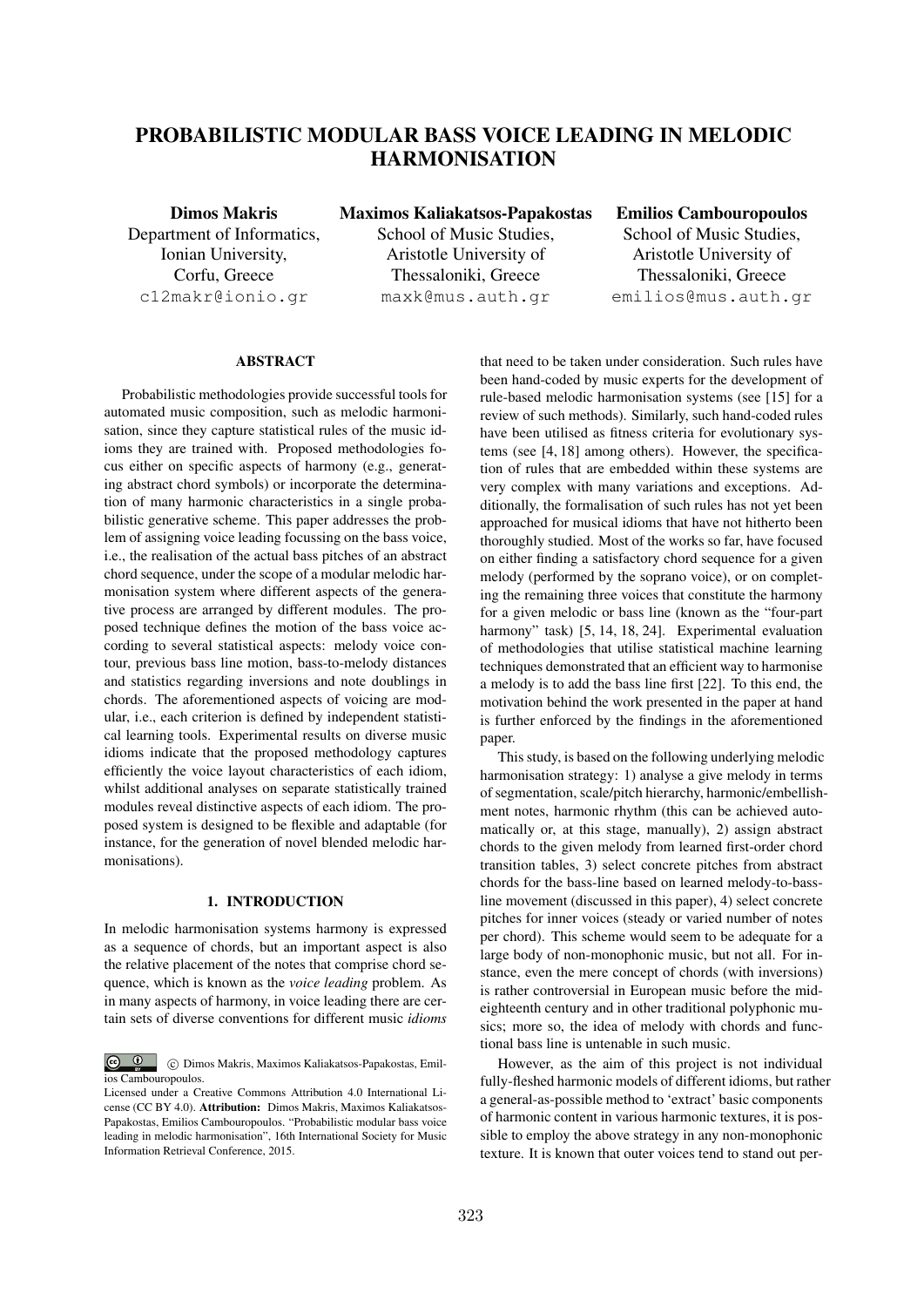# PROBABILISTIC MODULAR BASS VOICE LEADING IN MELODIC HARMONISATION

**Dimos Makris**
Department of Informatics,
Ionian University,
Corfu, Greece
c12makr@ionio.gr

**Maximos Kaliakatsos-Papakostas**
School of Music Studies,
Aristotle University of
Thessaloniki, Greece
maxk@mus.auth.gr

**Emilios Cambouropoulos**
School of Music Studies,
Aristotle University of
Thessaloniki, Greece
emilios@mus.auth.gr

## ABSTRACT

Probabilistic methodologies provide successful tools for automated music composition, such as melodic harmonisation, since they capture statistical rules of the music idioms they are trained with. Proposed methodologies focus either on specific aspects of harmony (e.g., generating abstract chord symbols) or incorporate the determination of many harmonic characteristics in a single probabilistic generative scheme. This paper addresses the problem of assigning voice leading focussing on the bass voice, i.e., the realisation of the actual bass pitches of an abstract chord sequence, under the scope of a modular melodic harmonisation system where different aspects of the generative process are arranged by different modules. The proposed technique defines the motion of the bass voice according to several statistical aspects: melody voice contour, previous bass line motion, bass-to-melody distances and statistics regarding inversions and note doublings in chords. The aforementioned aspects of voicing are modular, i.e., each criterion is defined by independent statistical learning tools. Experimental results on diverse music idioms indicate that the proposed methodology captures efficiently the voice layout characteristics of each idiom, whilst additional analyses on separate statistically trained modules reveal distinctive aspects of each idiom. The proposed system is designed to be flexible and adaptable (for instance, for the generation of novel blended melodic harmonisations).

## 1. INTRODUCTION

In melodic harmonisation systems harmony is expressed as a sequence of chords, but an important aspect is also the relative placement of the notes that comprise chord sequence, which is known as the *voice leading* problem. As in many aspects of harmony, in voice leading there are certain sets of diverse conventions for different music *idioms* that need to be taken under consideration. Such rules have been hand-coded by music experts for the development of rule-based melodic harmonisation systems (see [15] for a review of such methods). Similarly, such hand-coded rules have been utilised as fitness criteria for evolutionary systems (see [4, 18] among others). However, the specification of rules that are embedded within these systems are very complex with many variations and exceptions. Additionally, the formalisation of such rules has not yet been approached for musical idioms that have not hitherto been thoroughly studied. Most of the works so far, have focused on either finding a satisfactory chord sequence for a given melody (performed by the soprano voice), or on completing the remaining three voices that constitute the harmony for a given melodic or bass line (known as the "four-part harmony" task) [5, 14, 18, 24]. Experimental evaluation of methodologies that utilise statistical machine learning techniques demonstrated that an efficient way to harmonise a melody is to add the bass line first [22]. To this end, the motivation behind the work presented in the paper at hand is further enforced by the findings in the aforementioned paper.

This study, is based on the following underlying melodic harmonisation strategy: 1) analyse a give melody in terms of segmentation, scale/pitch hierarchy, harmonic/embellishment notes, harmonic rhythm (this can be achieved automatically or, at this stage, manually), 2) assign abstract chords to the given melody from learned first-order chord transition tables, 3) select concrete pitches from abstract chords for the bass-line based on learned melody-to-bass-line movement (discussed in this paper), 4) select concrete pitches for inner voices (steady or varied number of notes per chord). This scheme would seem to be adequate for a large body of non-monophonic music, but not all. For instance, even the mere concept of chords (with inversions) is rather controversial in European music before the mid-eighteenth century and in other traditional polyphonic musics; more so, the idea of melody with chords and functional bass line is untenable in such music.

However, as the aim of this project is not individual fully-fleshed harmonic models of different idioms, but rather a general-as-possible method to 'extract' basic components of harmonic content in various harmonic textures, it is possible to employ the above strategy in any non-monophonic texture. It is known that outer voices tend to stand out per-

© Dimos Makris, Maximos Kaliakatsos-Papakostas, Emilios Cambouropoulos.
Licensed under a Creative Commons Attribution 4.0 International License (CC BY 4.0). **Attribution:** Dimos Makris, Maximos Kaliakatsos-Papakostas, Emilios Cambouropoulos. "Probabilistic modular bass voice leading in melodic harmonisation", 16th International Society for Music Information Retrieval Conference, 2015.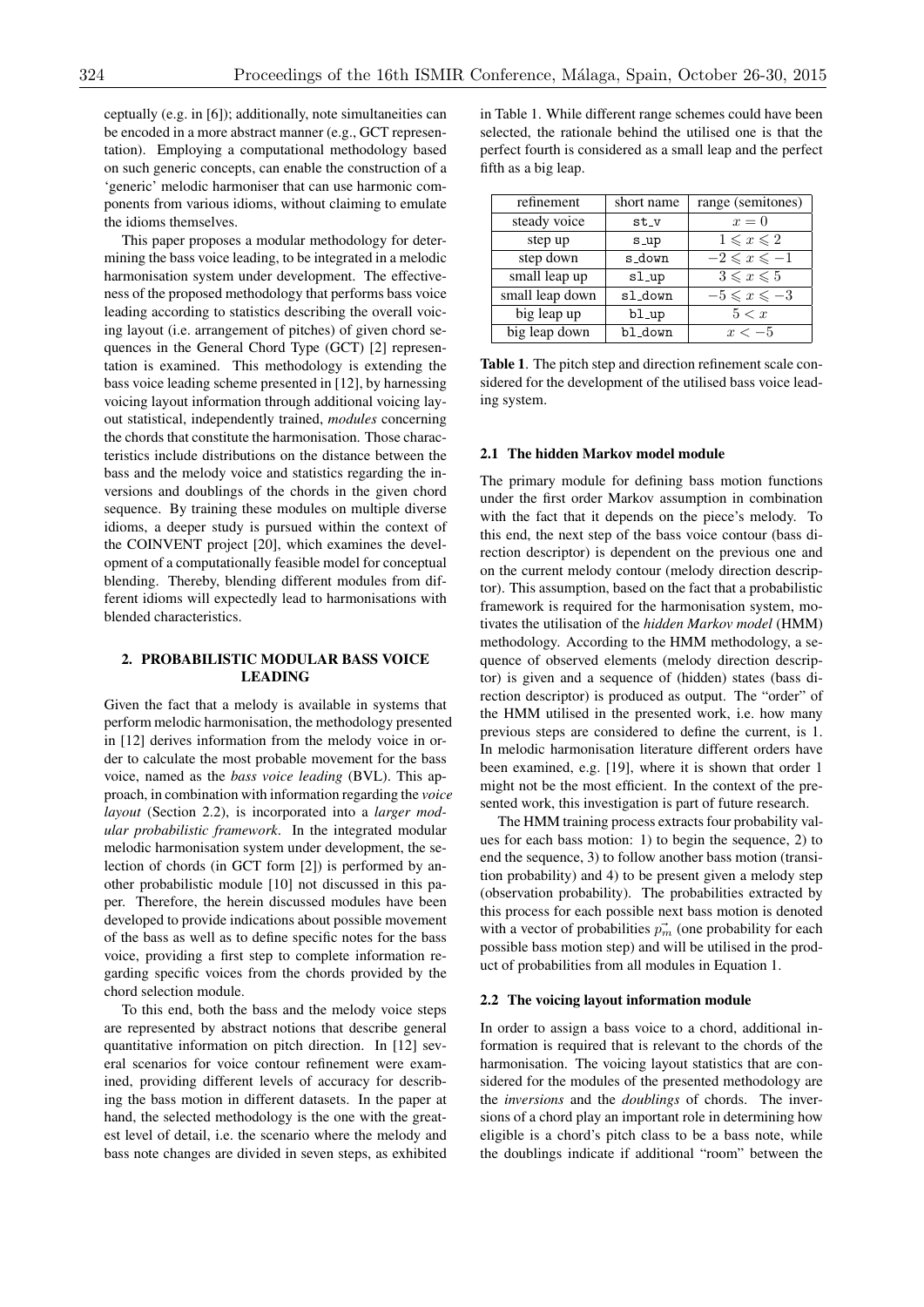ceptually (e.g. in [6]); additionally, note simultaneities can be encoded in a more abstract manner (e.g., GCT representation). Employing a computational methodology based on such generic concepts, can enable the construction of a 'generic' melodic harmoniser that can use harmonic components from various idioms, without claiming to emulate the idioms themselves.

This paper proposes a modular methodology for determining the bass voice leading, to be integrated in a melodic harmonisation system under development. The effectiveness of the proposed methodology that performs bass voice leading according to statistics describing the overall voicing layout (i.e. arrangement of pitches) of given chord sequences in the General Chord Type (GCT) [2] representation is examined. This methodology is extending the bass voice leading scheme presented in [12], by harnessing voicing layout information through additional voicing layout statistical, independently trained, *modules* concerning the chords that constitute the harmonisation. Those characteristics include distributions on the distance between the bass and the melody voice and statistics regarding the inversions and doublings of the chords in the given chord sequence. By training these modules on multiple diverse idioms, a deeper study is pursued within the context of the COINVENT project [20], which examines the development of a computationally feasible model for conceptual blending. Thereby, blending different modules from different idioms will expectedly lead to harmonisations with blended characteristics.

## 2. PROBABILISTIC MODULAR BASS VOICE LEADING

Given the fact that a melody is available in systems that perform melodic harmonisation, the methodology presented in [12] derives information from the melody voice in order to calculate the most probable movement for the bass voice, named as the *bass voice leading* (BVL). This approach, in combination with information regarding the *voice layout* (Section 2.2), is incorporated into a *larger modular probabilistic framework*. In the integrated modular melodic harmonisation system under development, the selection of chords (in GCT form [2]) is performed by another probabilistic module [10] not discussed in this paper. Therefore, the herein discussed modules have been developed to provide indications about possible movement of the bass as well as to define specific notes for the bass voice, providing a first step to complete information regarding specific voices from the chords provided by the chord selection module.

To this end, both the bass and the melody voice steps are represented by abstract notions that describe general quantitative information on pitch direction. In [12] several scenarios for voice contour refinement were examined, providing different levels of accuracy for describing the bass motion in different datasets. In the paper at hand, the selected methodology is the one with the greatest level of detail, i.e. the scenario where the melody and bass note changes are divided in seven steps, as exhibited in Table 1. While different range schemes could have been selected, the rationale behind the utilised one is that the perfect fourth is considered as a small leap and the perfect fifth as a big leap.

| refinement | short name | range (semitones) |
|---|---|---|
| steady voice | st_v | $x = 0$ |
| step up | s_up | $1 \leqslant x \leqslant 2$ |
| step down | s_down | $-2 \leqslant x \leqslant -1$ |
| small leap up | sl_up | $3 \leqslant x \leqslant 5$ |
| small leap down | sl_down | $-5 \leqslant x \leqslant -3$ |
| big leap up | bl_up | $5 < x$ |
| big leap down | bl_down | $x < -5$ |

**Table 1**. The pitch step and direction refinement scale considered for the development of the utilised bass voice leading system.

### 2.1 The hidden Markov model module

The primary module for defining bass motion functions under the first order Markov assumption in combination with the fact that it depends on the piece's melody. To this end, the next step of the bass voice contour (bass direction descriptor) is dependent on the previous one and on the current melody contour (melody direction descriptor). This assumption, based on the fact that a probabilistic framework is required for the harmonisation system, motivates the utilisation of the *hidden Markov model* (HMM) methodology. According to the HMM methodology, a sequence of observed elements (melody direction descriptor) is given and a sequence of (hidden) states (bass direction descriptor) is produced as output. The "order" of the HMM utilised in the presented work, i.e. how many previous steps are considered to define the current, is 1. In melodic harmonisation literature different orders have been examined, e.g. [19], where it is shown that order 1 might not be the most efficient. In the context of the presented work, this investigation is part of future research.

The HMM training process extracts four probability values for each bass motion: 1) to begin the sequence, 2) to end the sequence, 3) to follow another bass motion (transition probability) and 4) to be present given a melody step (observation probability). The probabilities extracted by this process for each possible next bass motion is denoted with a vector of probabilities $\vec{p_m}$ (one probability for each possible bass motion step) and will be utilised in the product of probabilities from all modules in Equation 1.

### 2.2 The voicing layout information module

In order to assign a bass voice to a chord, additional information is required that is relevant to the chords of the harmonisation. The voicing layout statistics that are considered for the modules of the presented methodology are the *inversions* and the *doublings* of chords. The inversions of a chord play an important role in determining how eligible is a chord's pitch class to be a bass note, while the doublings indicate if additional "room" between the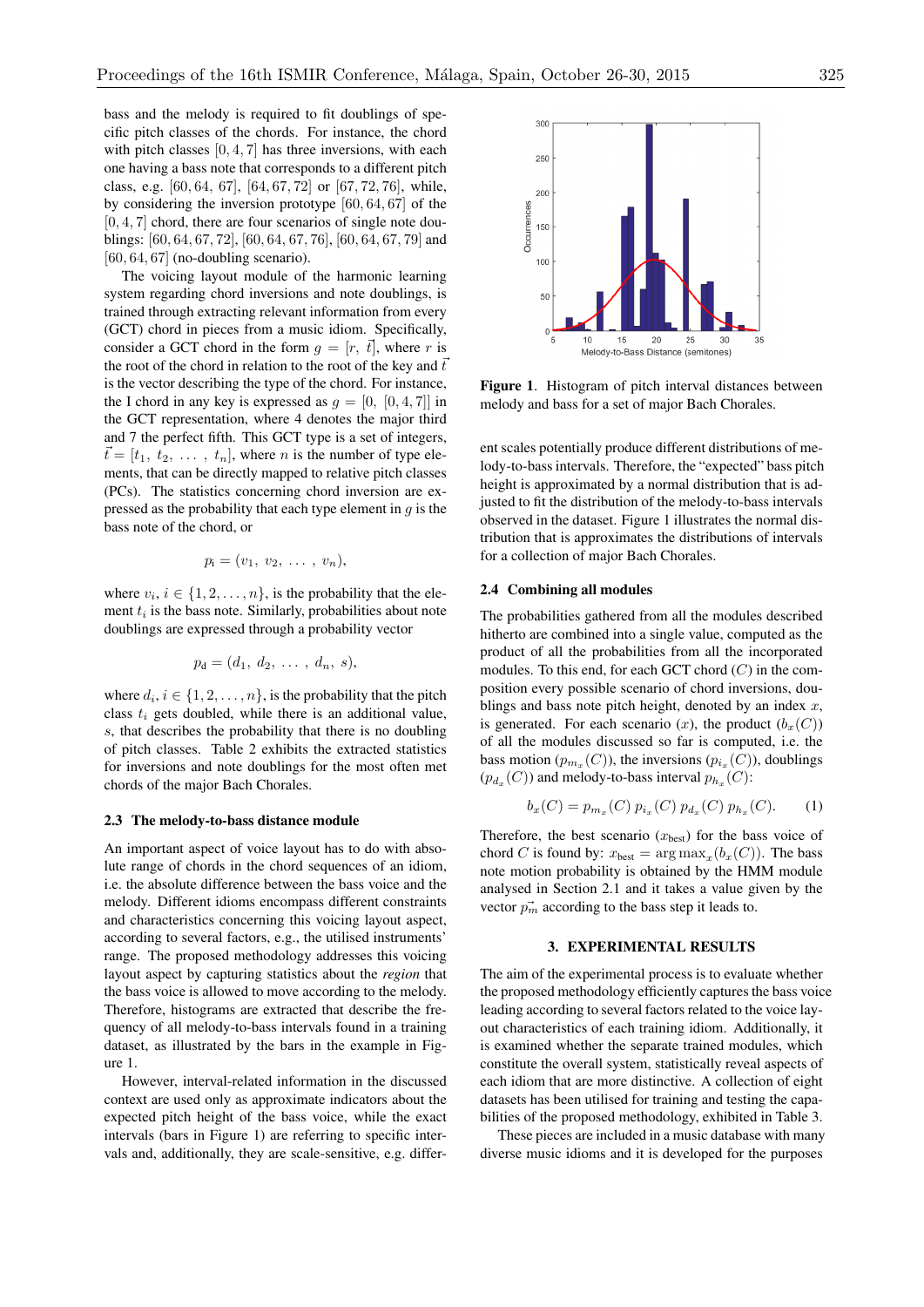bass and the melody is required to fit doublings of specific pitch classes of the chords. For instance, the chord with pitch classes $[0, 4, 7]$ has three inversions, with each one having a bass note that corresponds to a different pitch class, e.g. $[60, 64, 67]$, $[64, 67, 72]$ or $[67, 72, 76]$, while, by considering the inversion prototype $[60, 64, 67]$ of the $[0, 4, 7]$ chord, there are four scenarios of single note doublings: $[60, 64, 67, 72]$, $[60, 64, 67, 76]$, $[60, 64, 67, 79]$ and $[60, 64, 67]$ (no-doubling scenario).

The voicing layout module of the harmonic learning system regarding chord inversions and note doublings, is trained through extracting relevant information from every (GCT) chord in pieces from a music idiom. Specifically, consider a GCT chord in the form $g = [r,\ \vec{t}]$, where $r$ is the root of the chord in relation to the root of the key and $\vec{t}$ is the vector describing the type of the chord. For instance, the I chord in any key is expressed as $g = [0,\ [0, 4, 7]]$ in the GCT representation, where 4 denotes the major third and 7 the perfect fifth. This GCT type is a set of integers, $\vec{t} = [t_1,\ t_2,\ \ldots\ ,\ t_n]$, where $n$ is the number of type elements, that can be directly mapped to relative pitch classes (PCs). The statistics concerning chord inversion are expressed as the probability that each type element in $g$ is the bass note of the chord, or

$$p_{\text{i}} = (v_1,\ v_2,\ \ldots\ ,\ v_n),$$

where $v_i$, $i \in \{1, 2, \ldots, n\}$, is the probability that the element $t_i$ is the bass note. Similarly, probabilities about note doublings are expressed through a probability vector

$$p_{\text{d}} = (d_1,\ d_2,\ \ldots\ ,\ d_n,\ s),$$

where $d_i$, $i \in \{1, 2, \ldots, n\}$, is the probability that the pitch class $t_i$ gets doubled, while there is an additional value, $s$, that describes the probability that there is no doubling of pitch classes. Table 2 exhibits the extracted statistics for inversions and note doublings for the most often met chords of the major Bach Chorales.

### 2.3 The melody-to-bass distance module

An important aspect of voice layout has to do with absolute range of chords in the chord sequences of an idiom, i.e. the absolute difference between the bass voice and the melody. Different idioms encompass different constraints and characteristics concerning this voicing layout aspect, according to several factors, e.g., the utilised instruments' range. The proposed methodology addresses this voicing layout aspect by capturing statistics about the *region* that the bass voice is allowed to move according to the melody. Therefore, histograms are extracted that describe the frequency of all melody-to-bass intervals found in a training dataset, as illustrated by the bars in the example in Figure 1.

However, interval-related information in the discussed context are used only as approximate indicators about the expected pitch height of the bass voice, while the exact intervals (bars in Figure 1) are referring to specific intervals and, additionally, they are scale-sensitive, e.g. different scales potentially produce different distributions of melody-to-bass intervals. Therefore, the "expected" bass pitch height is approximated by a normal distribution that is adjusted to fit the distribution of the melody-to-bass intervals observed in the dataset. Figure 1 illustrates the normal distribution that is approximates the distributions of intervals for a collection of major Bach Chorales.

**Figure 1**. Histogram of pitch interval distances between melody and bass for a set of major Bach Chorales.

### 2.4 Combining all modules

The probabilities gathered from all the modules described hitherto are combined into a single value, computed as the product of all the probabilities from all the incorporated modules. To this end, for each GCT chord ($C$) in the composition every possible scenario of chord inversions, doublings and bass note pitch height, denoted by an index $x$, is generated. For each scenario ($x$), the product ($b_x(C)$) of all the modules discussed so far is computed, i.e. the bass motion ($p_{m_x}(C)$), the inversions ($p_{i_x}(C)$), doublings ($p_{d_x}(C)$) and melody-to-bass interval $p_{h_x}(C)$:

$$b_x(C) = p_{m_x}(C)\ p_{i_x}(C)\ p_{d_x}(C)\ p_{h_x}(C). \tag{1}$$

Therefore, the best scenario ($x_{\text{best}}$) for the bass voice of chord $C$ is found by: $x_{\text{best}} = \arg\max_x(b_x(C))$. The bass note motion probability is obtained by the HMM module analysed in Section 2.1 and it takes a value given by the vector $\vec{p_m}$ according to the bass step it leads to.

## 3. EXPERIMENTAL RESULTS

The aim of the experimental process is to evaluate whether the proposed methodology efficiently captures the bass voice leading according to several factors related to the voice layout characteristics of each training idiom. Additionally, it is examined whether the separate trained modules, which constitute the overall system, statistically reveal aspects of each idiom that are more distinctive. A collection of eight datasets has been utilised for training and testing the capabilities of the proposed methodology, exhibited in Table 3.

These pieces are included in a music database with many diverse music idioms and it is developed for the purposes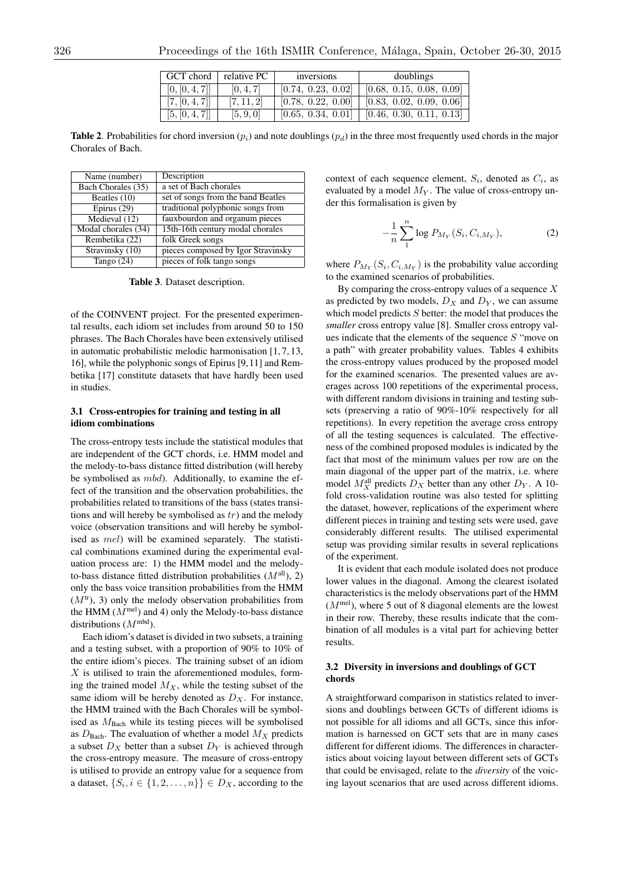| GCT chord | relative PC | inversions | doublings |
| --- | --- | --- | --- |
| $[0, [0, 4, 7]]$ | $[0, 4, 7]$ | $[0.74,\ 0.23,\ 0.02]$ | $[0.68,\ 0.15,\ 0.08,\ 0.09]$ |
| $[7, [0, 4, 7]]$ | $[7, 11, 2]$ | $[0.78,\ 0.22,\ 0.00]$ | $[0.83,\ 0.02,\ 0.09,\ 0.06]$ |
| $[5, [0, 4, 7]]$ | $[5, 9, 0]$ | $[0.65,\ 0.34,\ 0.01]$ | $[0.46,\ 0.30,\ 0.11,\ 0.13]$ |

**Table 2**. Probabilities for chord inversion ($p_i$) and note doublings ($p_d$) in the three most frequently used chords in the major Chorales of Bach.

| Name (number) | Description |
| --- | --- |
| Bach Chorales (35) | a set of Bach chorales |
| Beatles (10) | set of songs from the band Beatles |
| Epirus (29) | traditional polyphonic songs from |
| Medieval (12) | fauxbourdon and organum pieces |
| Modal chorales (34) | 15th-16th century modal chorales |
| Rembetika (22) | folk Greek songs |
| Stravinsky (10) | pieces composed by Igor Stravinsky |
| Tango (24) | pieces of folk tango songs |

**Table 3**. Dataset description.

of the COINVENT project. For the presented experimental results, each idiom set includes from around 50 to 150 phrases. The Bach Chorales have been extensively utilised in automatic probabilistic melodic harmonisation [1, 7, 13, 16], while the polyphonic songs of Epirus [9, 11] and Rembetika [17] constitute datasets that have hardly been used in studies.

### 3.1 Cross-entropies for training and testing in all idiom combinations

The cross-entropy tests include the statistical modules that are independent of the GCT chords, i.e. HMM model and the melody-to-bass distance fitted distribution (will hereby be symbolised as $mbd$). Additionally, to examine the effect of the transition and the observation probabilities, the probabilities related to transitions of the bass (states transitions and will hereby be symbolised as $tr$) and the melody voice (observation transitions and will hereby be symbolised as $mel$) will be examined separately. The statistical combinations examined during the experimental evaluation process are: 1) the HMM model and the melody-to-bass distance fitted distribution probabilities ($M^{\text{all}}$), 2) only the bass voice transition probabilities from the HMM ($M^{\text{tr}}$), 3) only the melody observation probabilities from the HMM ($M^{\text{mel}}$) and 4) only the Melody-to-bass distance distributions ($M^{\text{mbd}}$).

Each idiom's dataset is divided in two subsets, a training and a testing subset, with a proportion of 90% to 10% of the entire idiom's pieces. The training subset of an idiom $X$ is utilised to train the aforementioned modules, forming the trained model $M_X$, while the testing subset of the same idiom will be hereby denoted as $D_X$. For instance, the HMM trained with the Bach Chorales will be symbolised as $M_{\text{Bach}}$ while its testing pieces will be symbolised as $D_{\text{Bach}}$. The evaluation of whether a model $M_X$ predicts a subset $D_X$ better than a subset $D_Y$ is achieved through the cross-entropy measure. The measure of cross-entropy is utilised to provide an entropy value for a sequence from a dataset, $\{S_i, i \in \{1, 2, \ldots, n\}\} \in D_X$, according to the context of each sequence element, $S_i$, denoted as $C_i$, as evaluated by a model $M_Y$. The value of cross-entropy under this formalisation is given by

$$-\frac{1}{n} \sum_{1}^{n} \log P_{M_Y}(S_i, C_{i,M_Y}), \tag{2}$$

where $P_{M_Y}(S_i, C_{i,M_Y})$ is the probability value according to the examined scenarios of probabilities.

By comparing the cross-entropy values of a sequence $X$ as predicted by two models, $D_X$ and $D_Y$, we can assume which model predicts $S$ better: the model that produces the *smaller* cross entropy value [8]. Smaller cross entropy values indicate that the elements of the sequence $S$ "move on a path" with greater probability values. Tables 4 exhibits the cross-entropy values produced by the proposed model for the examined scenarios. The presented values are averages across 100 repetitions of the experimental process, with different random divisions in training and testing subsets (preserving a ratio of 90%-10% respectively for all repetitions). In every repetition the average cross entropy of all the testing sequences is calculated. The effectiveness of the combined proposed modules is indicated by the fact that most of the minimum values per row are on the main diagonal of the upper part of the matrix, i.e. where model $M_X^{\text{all}}$ predicts $D_X$ better than any other $D_Y$. A 10-fold cross-validation routine was also tested for splitting the dataset, however, replications of the experiment where different pieces in training and testing sets were used, gave considerably different results. The utilised experimental setup was providing similar results in several replications of the experiment.

It is evident that each module isolated does not produce lower values in the diagonal. Among the clearest isolated characteristics is the melody observations part of the HMM ($M^{\text{mel}}$), where 5 out of 8 diagonal elements are the lowest in their row. Thereby, these results indicate that the combination of all modules is a vital part for achieving better results.

### 3.2 Diversity in inversions and doublings of GCT chords

A straightforward comparison in statistics related to inversions and doublings between GCTs of different idioms is not possible for all idioms and all GCTs, since this information is harnessed on GCT sets that are in many cases different for different idioms. The differences in characteristics about voicing layout between different sets of GCTs that could be envisaged, relate to the *diversity* of the voicing layout scenarios that are used across different idioms.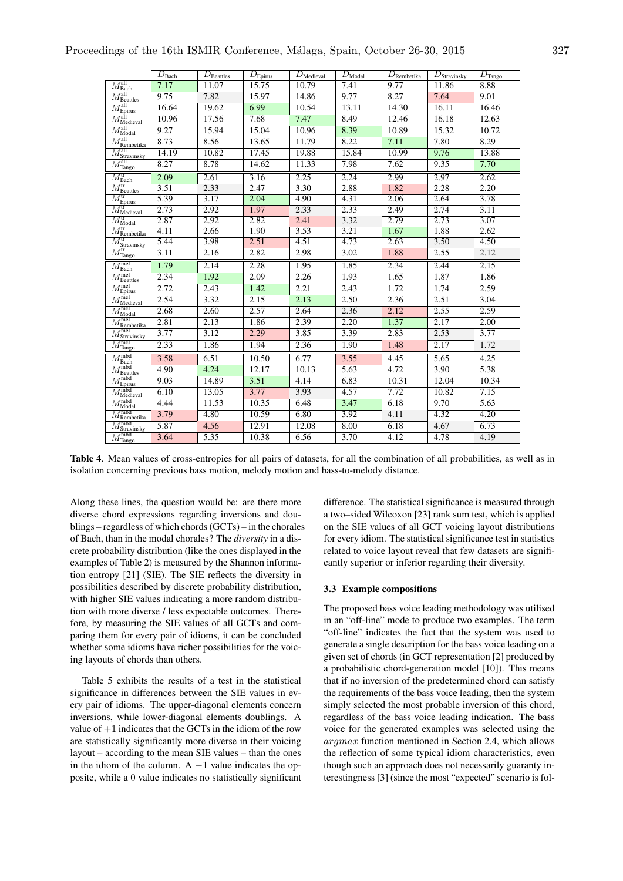| | $D_{\text{Bach}}$ | $D_{\text{Beatles}}$ | $D_{\text{Epirus}}$ | $D_{\text{Medieval}}$ | $D_{\text{Modal}}$ | $D_{\text{Rembetika}}$ | $D_{\text{Stravinsky}}$ | $D_{\text{Tango}}$ |
|---|---|---|---|---|---|---|---|---|
| $M^{\text{all}}_{\text{Bach}}$ | 7.17 | 11.07 | 15.75 | 10.79 | 7.41 | 9.77 | 11.86 | 8.88 |
| $M^{\text{all}}_{\text{Beatles}}$ | 9.75 | 7.82 | 15.97 | 14.86 | 9.77 | 8.27 | 7.64 | 9.01 |
| $M^{\text{all}}_{\text{Epirus}}$ | 16.64 | 19.62 | 6.99 | 10.54 | 13.11 | 14.30 | 16.11 | 16.46 |
| $M^{\text{all}}_{\text{Medieval}}$ | 10.96 | 17.56 | 7.68 | 7.47 | 8.49 | 12.46 | 16.18 | 12.63 |
| $M^{\text{all}}_{\text{Modal}}$ | 9.27 | 15.94 | 15.04 | 10.96 | 8.39 | 10.89 | 15.32 | 10.72 |
| $M^{\text{all}}_{\text{Rembetika}}$ | 8.73 | 8.56 | 13.65 | 11.79 | 8.22 | 7.11 | 7.80 | 8.29 |
| $M^{\text{all}}_{\text{Stravinsky}}$ | 14.19 | 10.82 | 17.45 | 19.88 | 15.84 | 10.99 | 9.76 | 13.88 |
| $M^{\text{all}}_{\text{Tango}}$ | 8.27 | 8.78 | 14.62 | 11.33 | 7.98 | 7.62 | 9.35 | 7.70 |
| $M^{\text{tr}}_{\text{Bach}}$ | 2.09 | 2.61 | 3.16 | 2.25 | 2.24 | 2.99 | 2.97 | 2.62 |
| $M^{\text{tr}}_{\text{Beatles}}$ | 3.51 | 2.33 | 2.47 | 3.30 | 2.88 | 1.82 | 2.28 | 2.20 |
| $M^{\text{tr}}_{\text{Epirus}}$ | 5.39 | 3.17 | 2.04 | 4.90 | 4.31 | 2.06 | 2.64 | 3.78 |
| $M^{\text{tr}}_{\text{Medieval}}$ | 2.73 | 2.92 | 1.97 | 2.33 | 2.33 | 2.49 | 2.74 | 3.11 |
| $M^{\text{tr}}_{\text{Modal}}$ | 2.87 | 2.92 | 2.82 | 2.41 | 3.32 | 2.79 | 2.73 | 3.07 |
| $M^{\text{tr}}_{\text{Rembetika}}$ | 4.11 | 2.66 | 1.90 | 3.53 | 3.21 | 1.67 | 1.88 | 2.62 |
| $M^{\text{tr}}_{\text{Stravinsky}}$ | 5.44 | 3.98 | 2.51 | 4.51 | 4.73 | 2.63 | 3.50 | 4.50 |
| $M^{\text{tr}}_{\text{Tango}}$ | 3.11 | 2.16 | 2.82 | 2.98 | 3.02 | 1.88 | 2.55 | 2.12 |
| $M^{\text{mel}}_{\text{Bach}}$ | 1.79 | 2.14 | 2.28 | 1.95 | 1.85 | 2.34 | 2.44 | 2.15 |
| $M^{\text{mel}}_{\text{Beatles}}$ | 2.34 | 1.92 | 2.09 | 2.26 | 1.93 | 1.65 | 1.87 | 1.86 |
| $M^{\text{mel}}_{\text{Epirus}}$ | 2.72 | 2.43 | 1.42 | 2.21 | 2.43 | 1.72 | 1.74 | 2.59 |
| $M^{\text{mel}}_{\text{Medieval}}$ | 2.54 | 3.32 | 2.15 | 2.13 | 2.50 | 2.36 | 2.51 | 3.04 |
| $M^{\text{mel}}_{\text{Modal}}$ | 2.68 | 2.60 | 2.57 | 2.64 | 2.36 | 2.12 | 2.55 | 2.59 |
| $M^{\text{mel}}_{\text{Rembetika}}$ | 2.81 | 2.13 | 1.86 | 2.39 | 2.20 | 1.37 | 2.17 | 2.00 |
| $M^{\text{mel}}_{\text{Stravinsky}}$ | 3.77 | 3.12 | 2.29 | 3.85 | 3.39 | 2.83 | 2.53 | 3.77 |
| $M^{\text{mel}}_{\text{Tango}}$ | 2.33 | 1.86 | 1.94 | 2.36 | 1.90 | 1.48 | 2.17 | 1.72 |
| $M^{\text{mbd}}_{\text{Bach}}$ | 3.58 | 6.51 | 10.50 | 6.77 | 3.55 | 4.45 | 5.65 | 4.25 |
| $M^{\text{mbd}}_{\text{Beatles}}$ | 4.90 | 4.24 | 12.17 | 10.13 | 5.63 | 4.72 | 3.90 | 5.38 |
| $M^{\text{mbd}}_{\text{Epirus}}$ | 9.03 | 14.89 | 3.51 | 4.14 | 6.83 | 10.31 | 12.04 | 10.34 |
| $M^{\text{mbd}}_{\text{Medieval}}$ | 6.10 | 13.05 | 3.77 | 3.93 | 4.57 | 7.72 | 10.82 | 7.15 |
| $M^{\text{mbd}}_{\text{Modal}}$ | 4.44 | 11.53 | 10.35 | 6.48 | 3.47 | 6.18 | 9.70 | 5.63 |
| $M^{\text{mbd}}_{\text{Rembetika}}$ | 3.79 | 4.80 | 10.59 | 6.80 | 3.92 | 4.11 | 4.32 | 4.20 |
| $M^{\text{mbd}}_{\text{Stravinsky}}$ | 5.87 | 4.56 | 12.91 | 12.08 | 8.00 | 6.18 | 4.67 | 6.73 |
| $M^{\text{mbd}}_{\text{Tango}}$ | 3.64 | 5.35 | 10.38 | 6.56 | 3.70 | 4.12 | 4.78 | 4.19 |

**Table 4**. Mean values of cross-entropies for all pairs of datasets, for all the combination of all probabilities, as well as in isolation concerning previous bass motion, melody motion and bass-to-melody distance.

Along these lines, the question would be: are there more diverse chord expressions regarding inversions and doublings – regardless of which chords (GCTs) – in the chorales of Bach, than in the modal chorales? The *diversity* in a discrete probability distribution (like the ones displayed in the examples of Table 2) is measured by the Shannon information entropy [21] (SIE). The SIE reflects the diversity in possibilities described by discrete probability distribution, with higher SIE values indicating a more random distribution with more diverse / less expectable outcomes. Therefore, by measuring the SIE values of all GCTs and comparing them for every pair of idioms, it can be concluded whether some idioms have richer possibilities for the voicing layouts of chords than others.

Table 5 exhibits the results of a test in the statistical significance in differences between the SIE values in every pair of idioms. The upper-diagonal elements concern inversions, while lower-diagonal elements doublings. A value of $+1$ indicates that the GCTs in the idiom of the row are statistically significantly more diverse in their voicing layout – according to the mean SIE values – than the ones in the idiom of the column. A $-1$ value indicates the opposite, while a $0$ value indicates no statistically significant difference. The statistical significance is measured through a two–sided Wilcoxon [23] rank sum test, which is applied on the SIE values of all GCT voicing layout distributions for every idiom. The statistical significance test in statistics related to voice layout reveal that few datasets are significantly superior or inferior regarding their diversity.

### 3.3 Example compositions

The proposed bass voice leading methodology was utilised in an "off-line" mode to produce two examples. The term "off-line" indicates the fact that the system was used to generate a single description for the bass voice leading on a given set of chords (in GCT representation [2] produced by a probabilistic chord-generation model [10]). This means that if no inversion of the predetermined chord can satisfy the requirements of the bass voice leading, then the system simply selected the most probable inversion of this chord, regardless of the bass voice leading indication. The bass voice for the generated examples was selected using the $argmax$ function mentioned in Section 2.4, which allows the reflection of some typical idiom characteristics, even though such an approach does not necessarily guaranty interestingness [3] (since the most "expected" scenario is fol-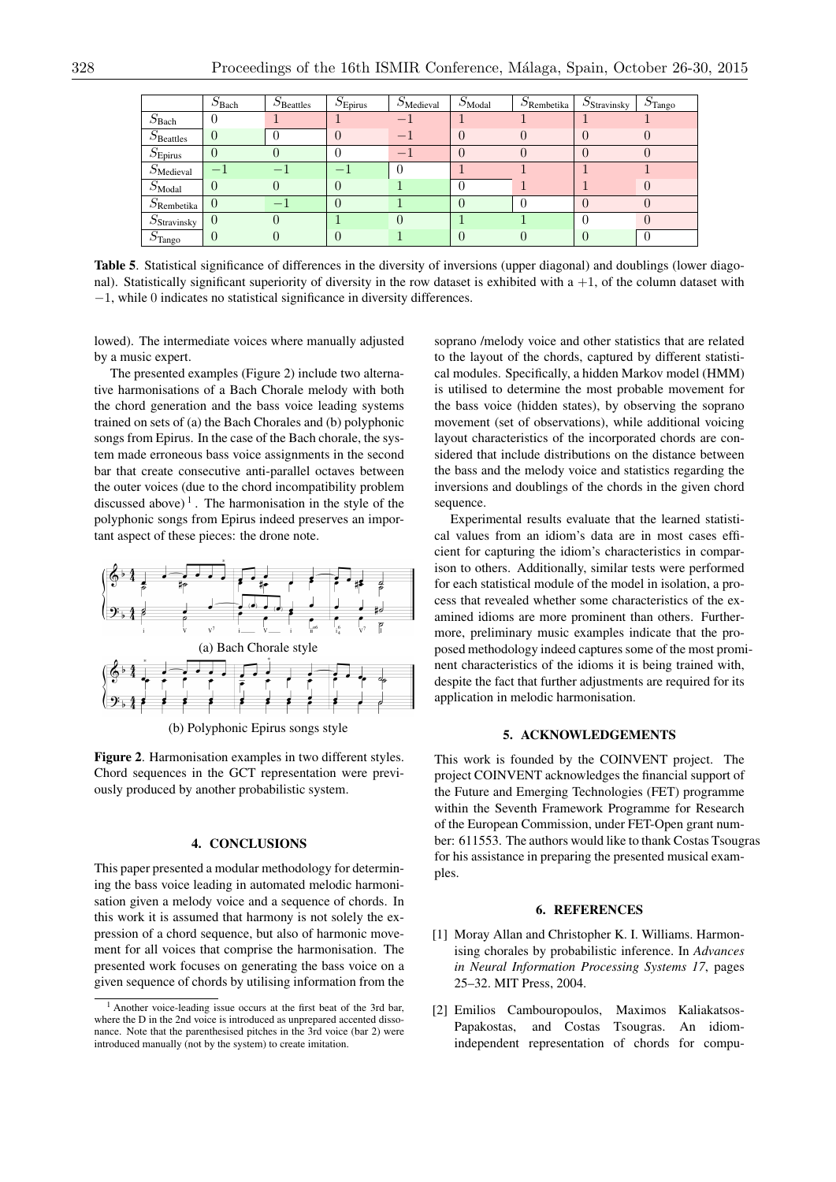| | $S_{\text{Bach}}$ | $S_{\text{Beattles}}$ | $S_{\text{Epirus}}$ | $S_{\text{Medieval}}$ | $S_{\text{Modal}}$ | $S_{\text{Rembetika}}$ | $S_{\text{Stravinsky}}$ | $S_{\text{Tango}}$ |
|---|---|---|---|---|---|---|---|---|
| $S_{\text{Bach}}$ | 0 | 1 | 1 | $-1$ | 1 | 1 | 1 | 1 |
| $S_{\text{Beattles}}$ | 0 | 0 | 0 | $-1$ | 0 | 0 | 0 | 0 |
| $S_{\text{Epirus}}$ | 0 | 0 | 0 | $-1$ | 0 | 0 | 0 | 0 |
| $S_{\text{Medieval}}$ | $-1$ | $-1$ | $-1$ | 0 | 1 | 1 | 1 | 1 |
| $S_{\text{Modal}}$ | 0 | 0 | 0 | 1 | 0 | 1 | 1 | 0 |
| $S_{\text{Rembetika}}$ | 0 | $-1$ | 0 | 1 | 0 | 0 | 0 | 0 |
| $S_{\text{Stravinsky}}$ | 0 | 0 | 1 | 0 | 1 | 1 | 0 | 0 |
| $S_{\text{Tango}}$ | 0 | 0 | 0 | 1 | 0 | 0 | 0 | 0 |

**Table 5**. Statistical significance of differences in the diversity of inversions (upper diagonal) and doublings (lower diagonal). Statistically significant superiority of diversity in the row dataset is exhibited with a $+1$, of the column dataset with $-1$, while 0 indicates no statistical significance in diversity differences.

lowed). The intermediate voices where manually adjusted by a music expert.

The presented examples (Figure 2) include two alternative harmonisations of a Bach Chorale melody with both the chord generation and the bass voice leading systems trained on sets of (a) the Bach Chorales and (b) polyphonic songs from Epirus. In the case of the Bach chorale, the system made erroneous bass voice assignments in the second bar that create consecutive anti-parallel octaves between the outer voices (due to the chord incompatibility problem discussed above) [1]. The harmonisation in the style of the polyphonic songs from Epirus indeed preserves an important aspect of these pieces: the drone note.

(a) Bach Chorale style

(b) Polyphonic Epirus songs style

**Figure 2**. Harmonisation examples in two different styles. Chord sequences in the GCT representation were previously produced by another probabilistic system.

## 4. CONCLUSIONS

This paper presented a modular methodology for determining the bass voice leading in automated melodic harmonisation given a melody voice and a sequence of chords. In this work it is assumed that harmony is not solely the expression of a chord sequence, but also of harmonic movement for all voices that comprise the harmonisation. The presented work focuses on generating the bass voice on a given sequence of chords by utilising information from the soprano /melody voice and other statistics that are related to the layout of the chords, captured by different statistical modules. Specifically, a hidden Markov model (HMM) is utilised to determine the most probable movement for the bass voice (hidden states), by observing the soprano movement (set of observations), while additional voicing layout characteristics of the incorporated chords are considered that include distributions on the distance between the bass and the melody voice and statistics regarding the inversions and doublings of the chords in the given chord sequence.

Experimental results evaluate that the learned statistical values from an idiom's data are in most cases efficient for capturing the idiom's characteristics in comparison to others. Additionally, similar tests were performed for each statistical module of the model in isolation, a process that revealed whether some characteristics of the examined idioms are more prominent than others. Furthermore, preliminary music examples indicate that the proposed methodology indeed captures some of the most prominent characteristics of the idioms it is being trained with, despite the fact that further adjustments are required for its application in melodic harmonisation.

## 5. ACKNOWLEDGEMENTS

This work is founded by the COINVENT project. The project COINVENT acknowledges the financial support of the Future and Emerging Technologies (FET) programme within the Seventh Framework Programme for Research of the European Commission, under FET-Open grant number: 611553. The authors would like to thank Costas Tsougras for his assistance in preparing the presented musical examples.

## 6. REFERENCES

[1] Moray Allan and Christopher K. I. Williams. Harmonising chorales by probabilistic inference. In *Advances in Neural Information Processing Systems 17*, pages 25–32. MIT Press, 2004.

[2] Emilios Cambouropoulos, Maximos Kaliakatsos-Papakostas, and Costas Tsougras. An idiom-independent representation of chords for compu-

[1] Another voice-leading issue occurs at the first beat of the 3rd bar, where the D in the 2nd voice is introduced as unprepared accented dissonance. Note that the parenthesised pitches in the 3rd voice (bar 2) were introduced manually (not by the system) to create imitation.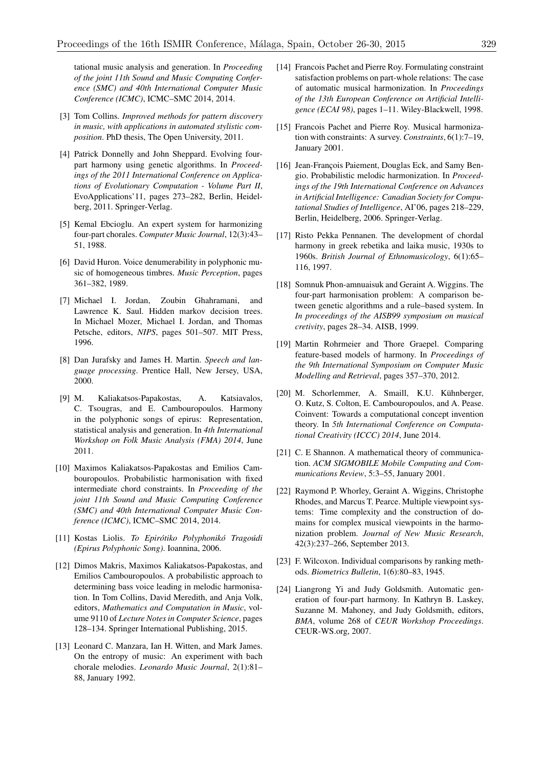tational music analysis and generation. In *Proceeding of the joint 11th Sound and Music Computing Conference (SMC) and 40th International Computer Music Conference (ICMC)*, ICMC–SMC 2014, 2014.

[3] Tom Collins. *Improved methods for pattern discovery in music, with applications in automated stylistic composition*. PhD thesis, The Open University, 2011.

[4] Patrick Donnelly and John Sheppard. Evolving four-part harmony using genetic algorithms. In *Proceedings of the 2011 International Conference on Applications of Evolutionary Computation - Volume Part II*, EvoApplications'11, pages 273–282, Berlin, Heidelberg, 2011. Springer-Verlag.

[5] Kemal Ebcioglu. An expert system for harmonizing four-part chorales. *Computer Music Journal*, 12(3):43–51, 1988.

[6] David Huron. Voice denumerability in polyphonic music of homogeneous timbres. *Music Perception*, pages 361–382, 1989.

[7] Michael I. Jordan, Zoubin Ghahramani, and Lawrence K. Saul. Hidden markov decision trees. In Michael Mozer, Michael I. Jordan, and Thomas Petsche, editors, *NIPS*, pages 501–507. MIT Press, 1996.

[8] Dan Jurafsky and James H. Martin. *Speech and language processing*. Prentice Hall, New Jersey, USA, 2000.

[9] M. Kaliakatsos-Papakostas, A. Katsiavalos, C. Tsougras, and E. Cambouropoulos. Harmony in the polyphonic songs of epirus: Representation, statistical analysis and generation. In *4th International Workshop on Folk Music Analysis (FMA) 2014*, June 2011.

[10] Maximos Kaliakatsos-Papakostas and Emilios Cambouropoulos. Probabilistic harmonisation with fixed intermediate chord constraints. In *Proceeding of the joint 11th Sound and Music Computing Conference (SMC) and 40th International Computer Music Conference (ICMC)*, ICMC–SMC 2014, 2014.

[11] Kostas Liolis. *To Epirótiko Polyphonikó Tragoúdi (Epirus Polyphonic Song)*. Ioannina, 2006.

[12] Dimos Makris, Maximos Kaliakatsos-Papakostas, and Emilios Cambouropoulos. A probabilistic approach to determining bass voice leading in melodic harmonisation. In Tom Collins, David Meredith, and Anja Volk, editors, *Mathematics and Computation in Music*, volume 9110 of *Lecture Notes in Computer Science*, pages 128–134. Springer International Publishing, 2015.

[13] Leonard C. Manzara, Ian H. Witten, and Mark James. On the entropy of music: An experiment with bach chorale melodies. *Leonardo Music Journal*, 2(1):81–88, January 1992.

[14] Francois Pachet and Pierre Roy. Formulating constraint satisfaction problems on part-whole relations: The case of automatic musical harmonization. In *Proceedings of the 13th European Conference on Artificial Intelligence (ECAI 98)*, pages 1–11. Wiley-Blackwell, 1998.

[15] Francois Pachet and Pierre Roy. Musical harmonization with constraints: A survey. *Constraints*, 6(1):7–19, January 2001.

[16] Jean-François Paiement, Douglas Eck, and Samy Bengio. Probabilistic melodic harmonization. In *Proceedings of the 19th International Conference on Advances in Artificial Intelligence: Canadian Society for Computational Studies of Intelligence*, AI'06, pages 218–229, Berlin, Heidelberg, 2006. Springer-Verlag.

[17] Risto Pekka Pennanen. The development of chordal harmony in greek rebetika and laika music, 1930s to 1960s. *British Journal of Ethnomusicology*, 6(1):65–116, 1997.

[18] Somnuk Phon-amnuaisuk and Geraint A. Wiggins. The four-part harmonisation problem: A comparison between genetic algorithms and a rule–based system. In *In proceedings of the AISB99 symposium on musical cretivity*, pages 28–34. AISB, 1999.

[19] Martin Rohrmeier and Thore Graepel. Comparing feature-based models of harmony. In *Proceedings of the 9th International Symposium on Computer Music Modelling and Retrieval*, pages 357–370, 2012.

[20] M. Schorlemmer, A. Smaill, K.U. Kühnberger, O. Kutz, S. Colton, E. Cambouropoulos, and A. Pease. Coinvent: Towards a computational concept invention theory. In *5th International Conference on Computational Creativity (ICCC) 2014*, June 2014.

[21] C. E Shannon. A mathematical theory of communication. *ACM SIGMOBILE Mobile Computing and Communications Review*, 5:3–55, January 2001.

[22] Raymond P. Whorley, Geraint A. Wiggins, Christophe Rhodes, and Marcus T. Pearce. Multiple viewpoint systems: Time complexity and the construction of domains for complex musical viewpoints in the harmonization problem. *Journal of New Music Research*, 42(3):237–266, September 2013.

[23] F. Wilcoxon. Individual comparisons by ranking methods. *Biometrics Bulletin*, 1(6):80–83, 1945.

[24] Liangrong Yi and Judy Goldsmith. Automatic generation of four-part harmony. In Kathryn B. Laskey, Suzanne M. Mahoney, and Judy Goldsmith, editors, *BMA*, volume 268 of *CEUR Workshop Proceedings*. CEUR-WS.org, 2007.